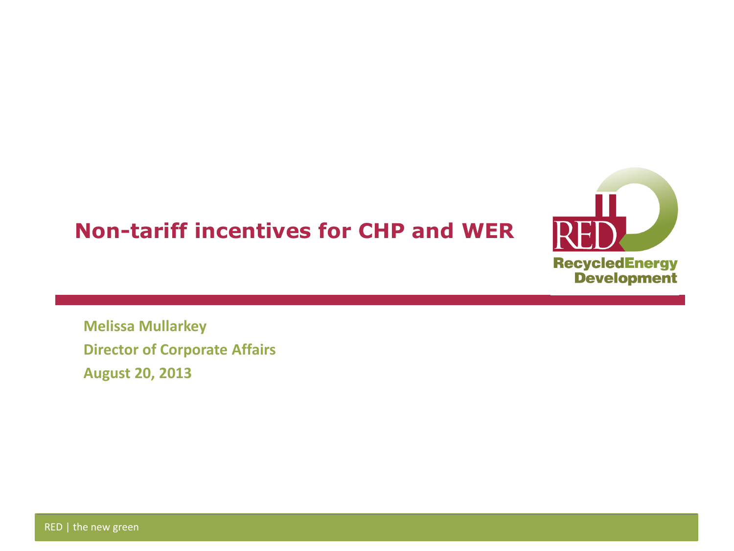# Non-tariff incentives for CHP and WER

RED RecycledEnergy Development

**Melissa Mullarkey**

**Director of Corporate Affairs**

**August 20, 2013**

RED | the new green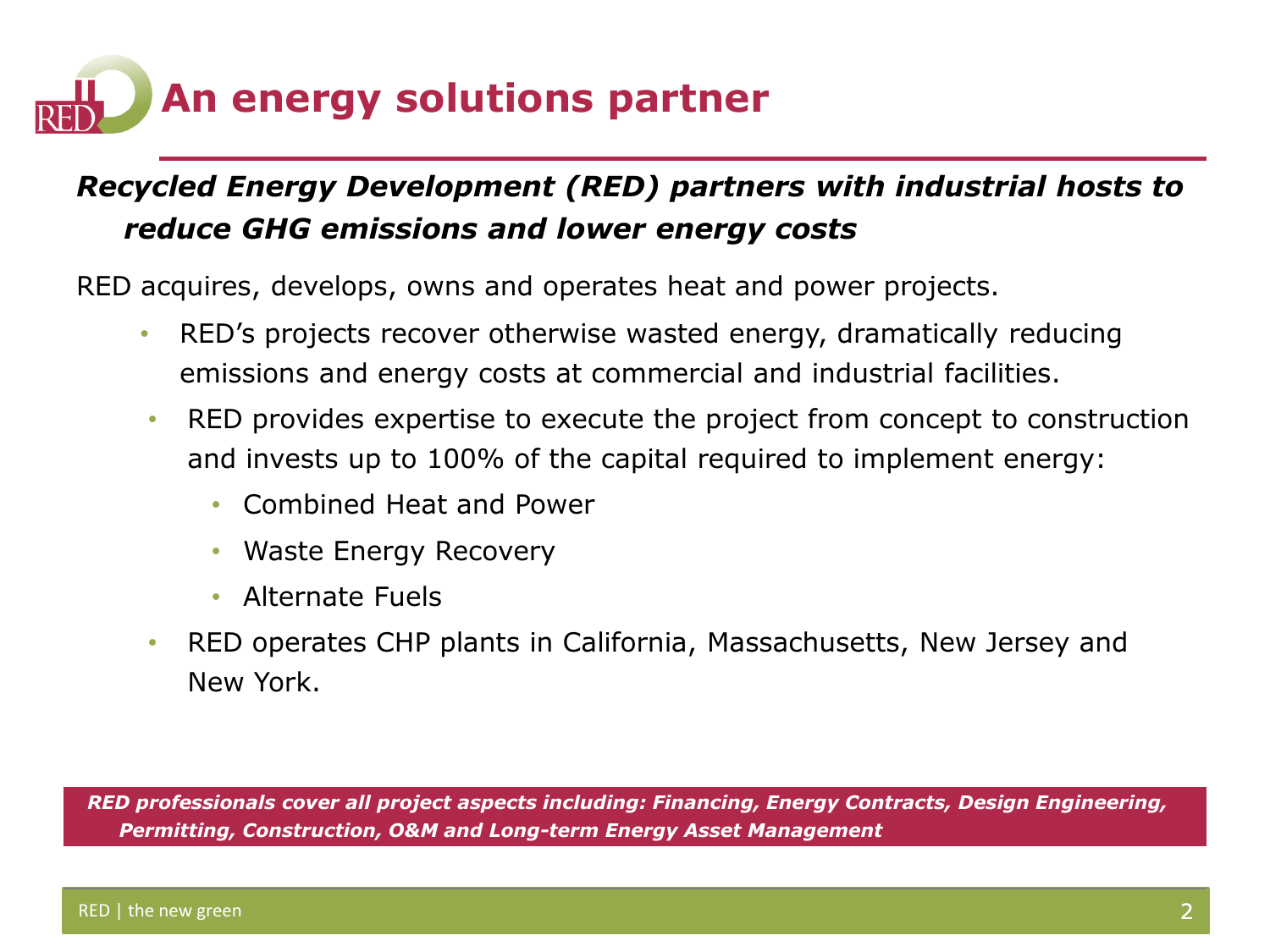# An energy solutions partner

***Recycled Energy Development (RED) partners with industrial hosts to reduce GHG emissions and lower energy costs***

RED acquires, develops, owns and operates heat and power projects.

- RED's projects recover otherwise wasted energy, dramatically reducing emissions and energy costs at commercial and industrial facilities.
- RED provides expertise to execute the project from concept to construction and invests up to 100% of the capital required to implement energy:
  - Combined Heat and Power
  - Waste Energy Recovery
  - Alternate Fuels
- RED operates CHP plants in California, Massachusetts, New Jersey and New York.

***RED professionals cover all project aspects including: Financing, Energy Contracts, Design Engineering, Permitting, Construction, O&M and Long-term Energy Asset Management***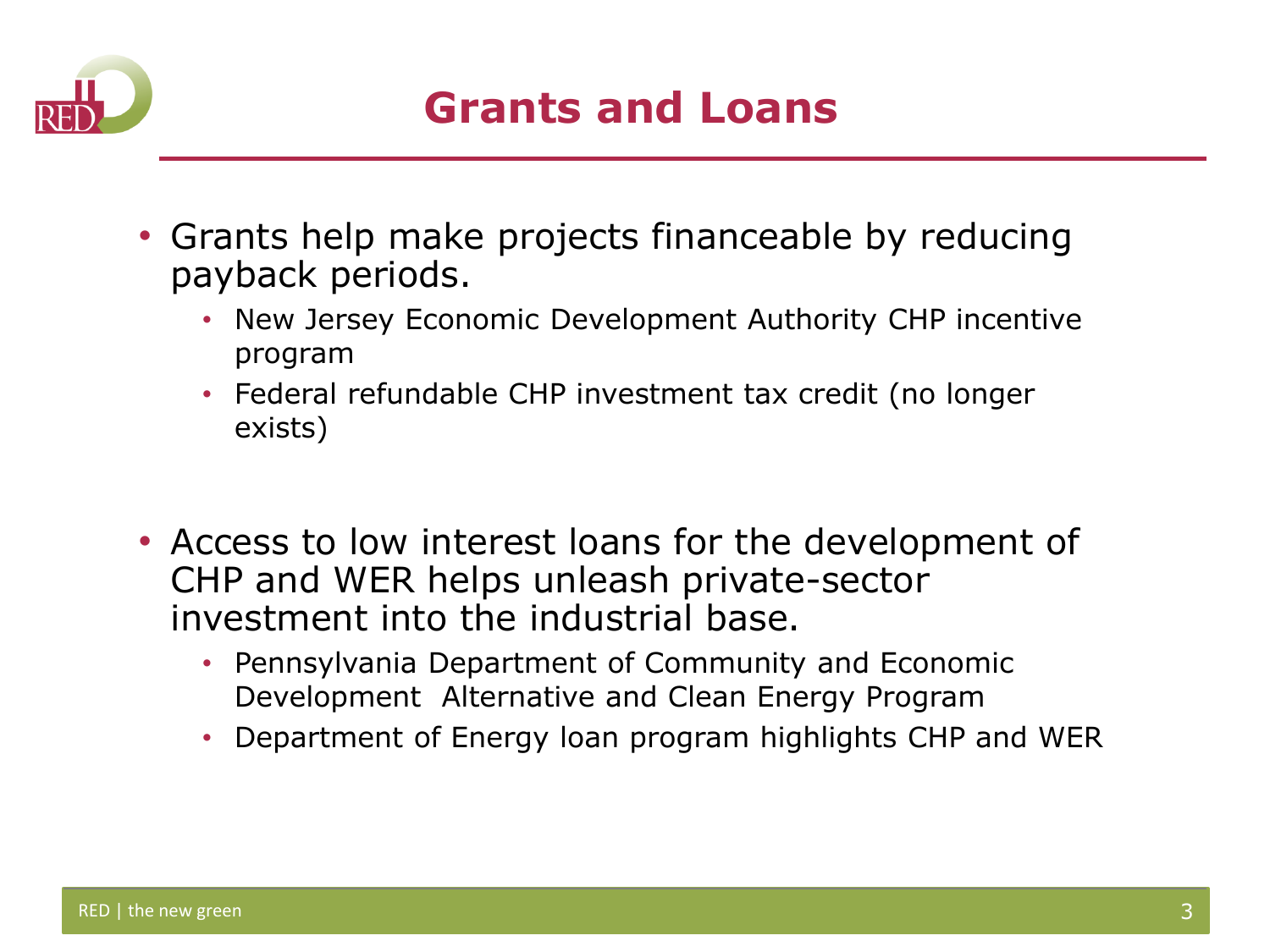# Grants and Loans

- Grants help make projects financeable by reducing payback periods.
  - New Jersey Economic Development Authority CHP incentive program
  - Federal refundable CHP investment tax credit (no longer exists)

- Access to low interest loans for the development of CHP and WER helps unleash private-sector investment into the industrial base.
  - Pennsylvania Department of Community and Economic Development Alternative and Clean Energy Program
  - Department of Energy loan program highlights CHP and WER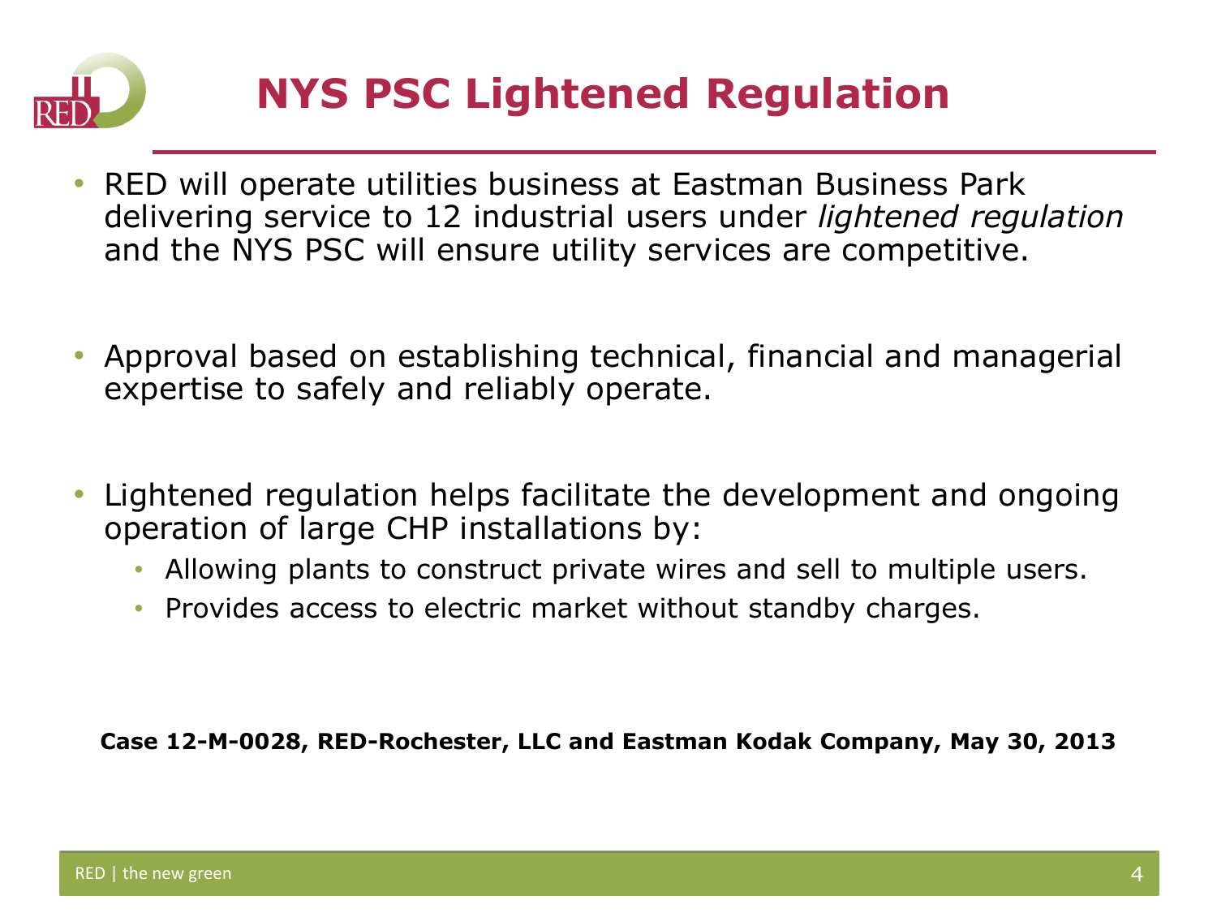# NYS PSC Lightened Regulation

- RED will operate utilities business at Eastman Business Park delivering service to 12 industrial users under *lightened regulation* and the NYS PSC will ensure utility services are competitive.
- Approval based on establishing technical, financial and managerial expertise to safely and reliably operate.
- Lightened regulation helps facilitate the development and ongoing operation of large CHP installations by:
  - Allowing plants to construct private wires and sell to multiple users.
  - Provides access to electric market without standby charges.

**Case 12-M-0028, RED-Rochester, LLC and Eastman Kodak Company, May 30, 2013**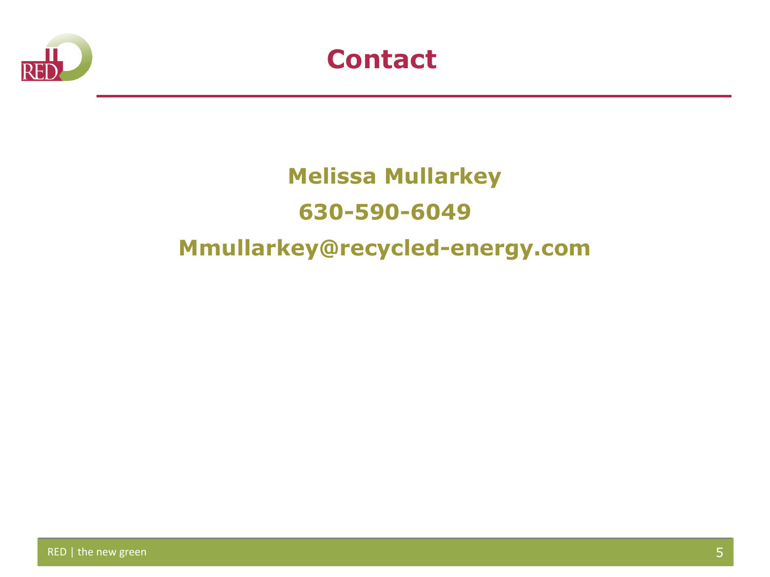# Contact

**Melissa Mullarkey**

**630-590-6049**

**Mmullarkey@recycled-energy.com**